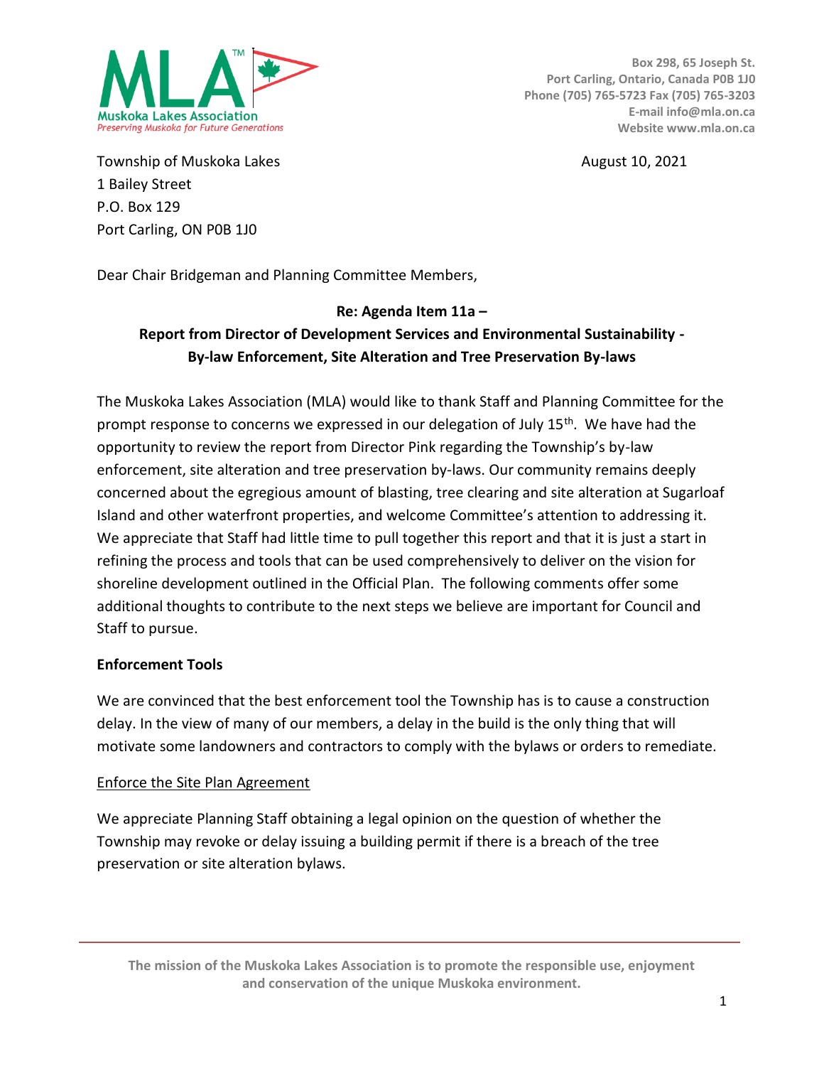Muskoka Lakes Association
*Preserving Muskoka for Future Generations*

**Box 298, 65 Joseph St.**
**Port Carling, Ontario, Canada P0B 1J0**
**Phone (705) 765-5723 Fax (705) 765-3203**
**E-mail info@mla.on.ca**
**Website www.mla.on.ca**

Township of Muskoka Lakes
1 Bailey Street
P.O. Box 129
Port Carling, ON P0B 1J0

August 10, 2021

Dear Chair Bridgeman and Planning Committee Members,

**Re: Agenda Item 11a –**
**Report from Director of Development Services and Environmental Sustainability - By-law Enforcement, Site Alteration and Tree Preservation By-laws**

The Muskoka Lakes Association (MLA) would like to thank Staff and Planning Committee for the prompt response to concerns we expressed in our delegation of July 15th. We have had the opportunity to review the report from Director Pink regarding the Township's by-law enforcement, site alteration and tree preservation by-laws. Our community remains deeply concerned about the egregious amount of blasting, tree clearing and site alteration at Sugarloaf Island and other waterfront properties, and welcome Committee's attention to addressing it. We appreciate that Staff had little time to pull together this report and that it is just a start in refining the process and tools that can be used comprehensively to deliver on the vision for shoreline development outlined in the Official Plan. The following comments offer some additional thoughts to contribute to the next steps we believe are important for Council and Staff to pursue.

**Enforcement Tools**

We are convinced that the best enforcement tool the Township has is to cause a construction delay. In the view of many of our members, a delay in the build is the only thing that will motivate some landowners and contractors to comply with the bylaws or orders to remediate.

Enforce the Site Plan Agreement

We appreciate Planning Staff obtaining a legal opinion on the question of whether the Township may revoke or delay issuing a building permit if there is a breach of the tree preservation or site alteration bylaws.

**The mission of the Muskoka Lakes Association is to promote the responsible use, enjoyment and conservation of the unique Muskoka environment.**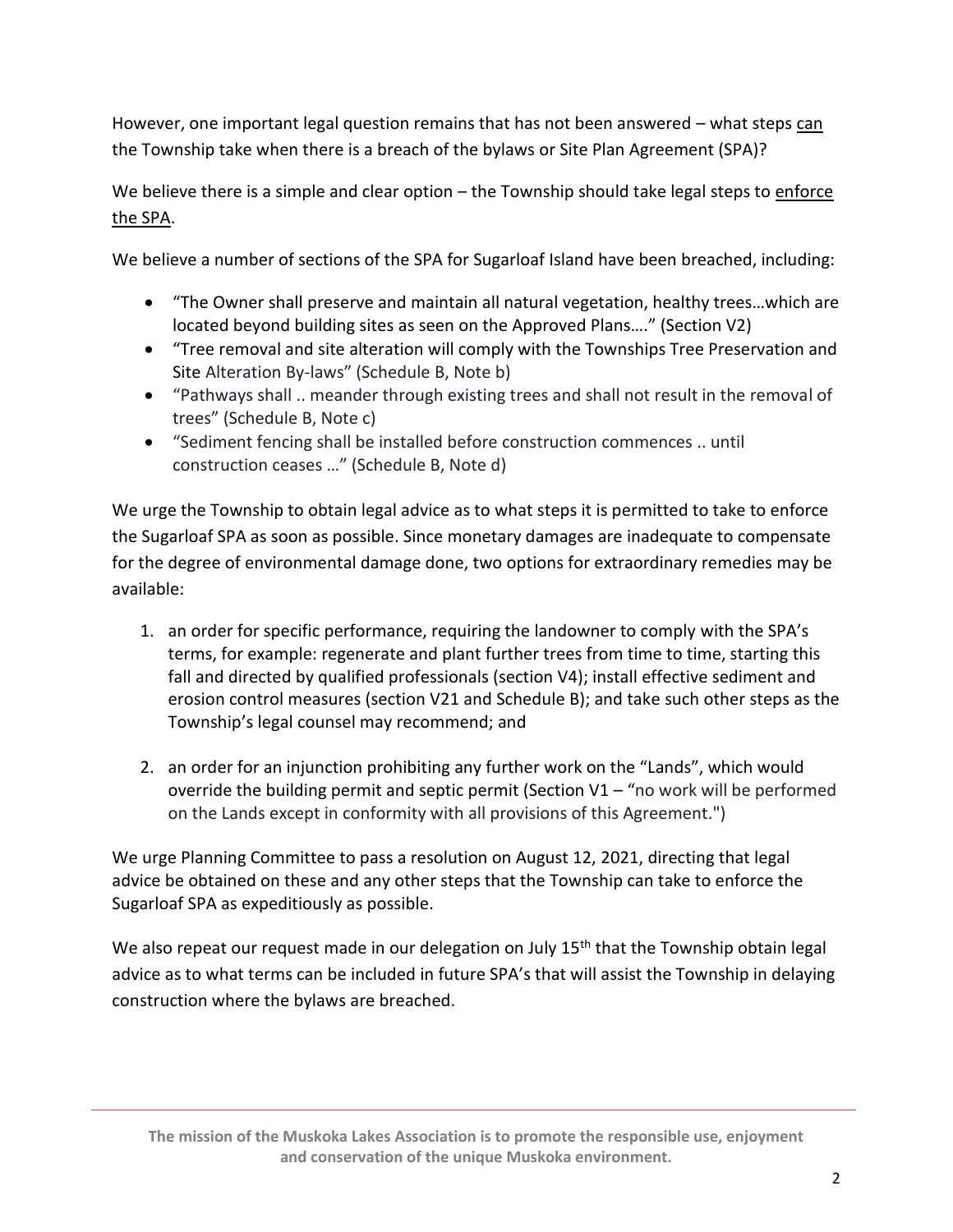However, one important legal question remains that has not been answered – what steps can the Township take when there is a breach of the bylaws or Site Plan Agreement (SPA)?

We believe there is a simple and clear option – the Township should take legal steps to enforce the SPA.

We believe a number of sections of the SPA for Sugarloaf Island have been breached, including:

- "The Owner shall preserve and maintain all natural vegetation, healthy trees…which are located beyond building sites as seen on the Approved Plans…." (Section V2)
- "Tree removal and site alteration will comply with the Townships Tree Preservation and Site Alteration By-laws" (Schedule B, Note b)
- "Pathways shall .. meander through existing trees and shall not result in the removal of trees" (Schedule B, Note c)
- "Sediment fencing shall be installed before construction commences .. until construction ceases …" (Schedule B, Note d)

We urge the Township to obtain legal advice as to what steps it is permitted to take to enforce the Sugarloaf SPA as soon as possible. Since monetary damages are inadequate to compensate for the degree of environmental damage done, two options for extraordinary remedies may be available:

1. an order for specific performance, requiring the landowner to comply with the SPA's terms, for example: regenerate and plant further trees from time to time, starting this fall and directed by qualified professionals (section V4); install effective sediment and erosion control measures (section V21 and Schedule B); and take such other steps as the Township's legal counsel may recommend; and

2. an order for an injunction prohibiting any further work on the "Lands", which would override the building permit and septic permit (Section V1 – "no work will be performed on the Lands except in conformity with all provisions of this Agreement.")

We urge Planning Committee to pass a resolution on August 12, 2021, directing that legal advice be obtained on these and any other steps that the Township can take to enforce the Sugarloaf SPA as expeditiously as possible.

We also repeat our request made in our delegation on July 15th that the Township obtain legal advice as to what terms can be included in future SPA's that will assist the Township in delaying construction where the bylaws are breached.

**The mission of the Muskoka Lakes Association is to promote the responsible use, enjoyment and conservation of the unique Muskoka environment.**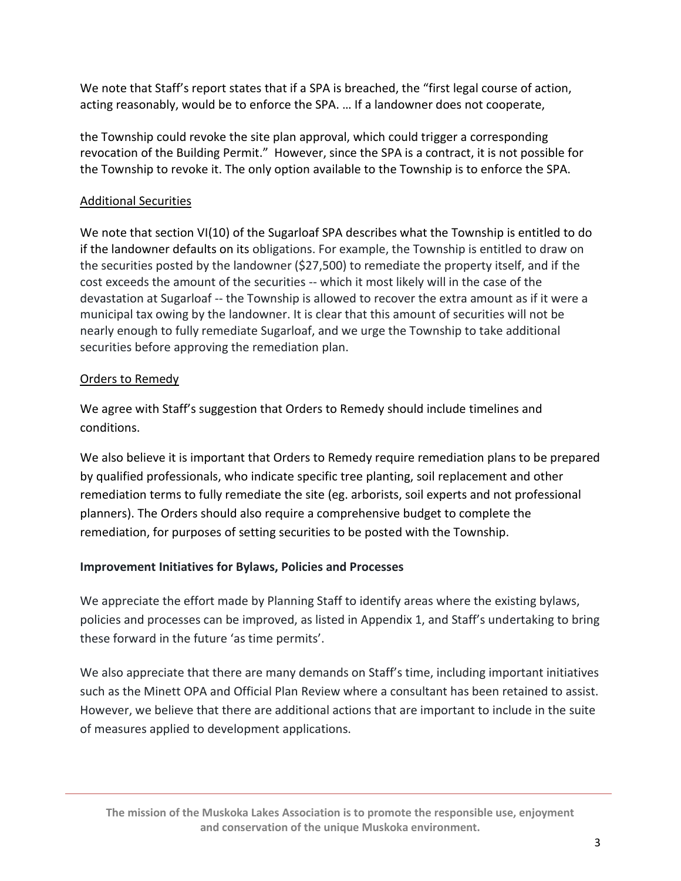We note that Staff's report states that if a SPA is breached, the "first legal course of action, acting reasonably, would be to enforce the SPA. … If a landowner does not cooperate,

the Township could revoke the site plan approval, which could trigger a corresponding revocation of the Building Permit." However, since the SPA is a contract, it is not possible for the Township to revoke it. The only option available to the Township is to enforce the SPA.

<u>Additional Securities</u>

We note that section VI(10) of the Sugarloaf SPA describes what the Township is entitled to do if the landowner defaults on its obligations. For example, the Township is entitled to draw on the securities posted by the landowner ($27,500) to remediate the property itself, and if the cost exceeds the amount of the securities -- which it most likely will in the case of the devastation at Sugarloaf -- the Township is allowed to recover the extra amount as if it were a municipal tax owing by the landowner. It is clear that this amount of securities will not be nearly enough to fully remediate Sugarloaf, and we urge the Township to take additional securities before approving the remediation plan.

<u>Orders to Remedy</u>

We agree with Staff's suggestion that Orders to Remedy should include timelines and conditions.

We also believe it is important that Orders to Remedy require remediation plans to be prepared by qualified professionals, who indicate specific tree planting, soil replacement and other remediation terms to fully remediate the site (eg. arborists, soil experts and not professional planners). The Orders should also require a comprehensive budget to complete the remediation, for purposes of setting securities to be posted with the Township.

**Improvement Initiatives for Bylaws, Policies and Processes**

We appreciate the effort made by Planning Staff to identify areas where the existing bylaws, policies and processes can be improved, as listed in Appendix 1, and Staff's undertaking to bring these forward in the future 'as time permits'.

We also appreciate that there are many demands on Staff's time, including important initiatives such as the Minett OPA and Official Plan Review where a consultant has been retained to assist. However, we believe that there are additional actions that are important to include in the suite of measures applied to development applications.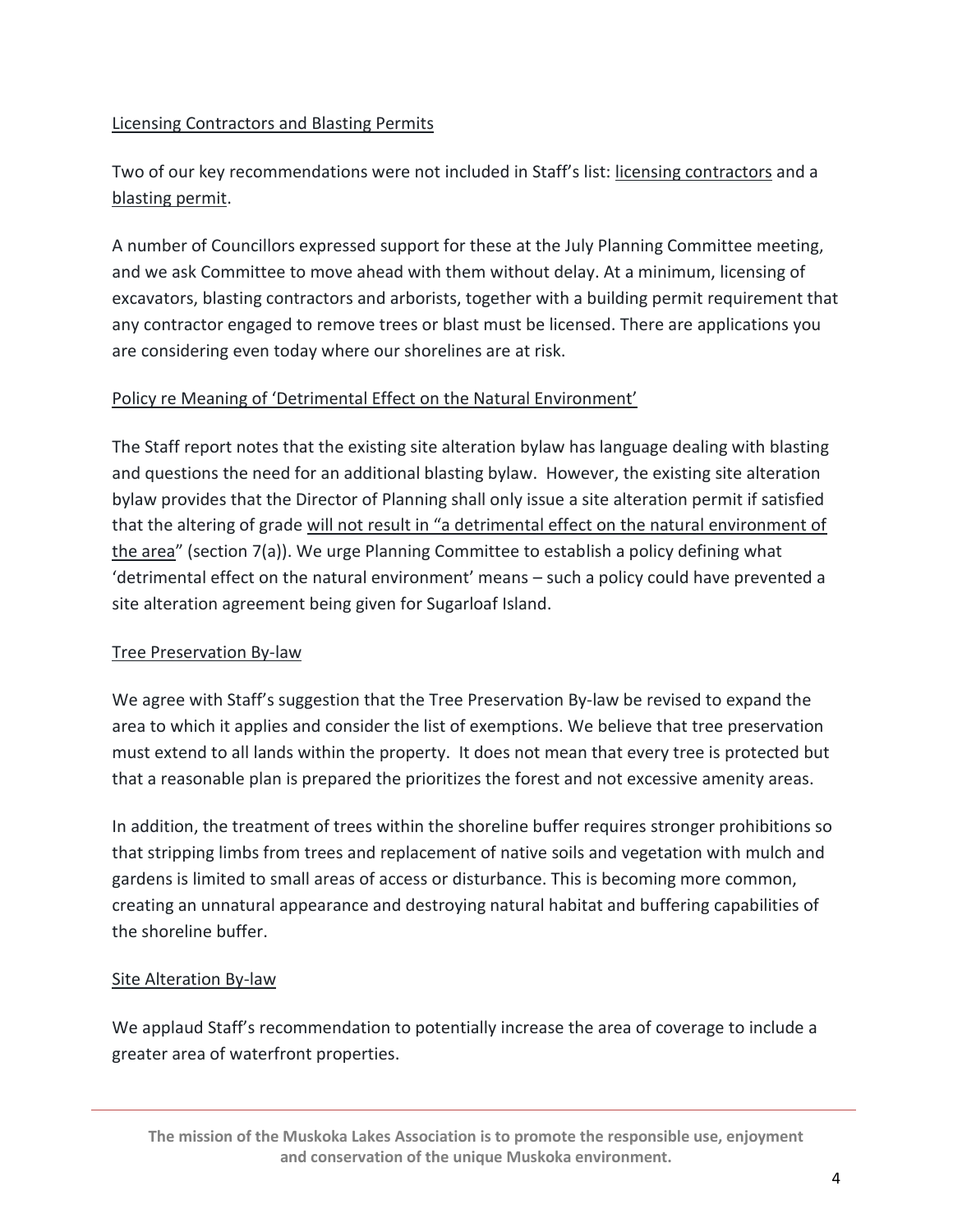## Licensing Contractors and Blasting Permits

Two of our key recommendations were not included in Staff's list: licensing contractors and a blasting permit.

A number of Councillors expressed support for these at the July Planning Committee meeting, and we ask Committee to move ahead with them without delay. At a minimum, licensing of excavators, blasting contractors and arborists, together with a building permit requirement that any contractor engaged to remove trees or blast must be licensed. There are applications you are considering even today where our shorelines are at risk.

## Policy re Meaning of 'Detrimental Effect on the Natural Environment'

The Staff report notes that the existing site alteration bylaw has language dealing with blasting and questions the need for an additional blasting bylaw. However, the existing site alteration bylaw provides that the Director of Planning shall only issue a site alteration permit if satisfied that the altering of grade will not result in "a detrimental effect on the natural environment of the area" (section 7(a)). We urge Planning Committee to establish a policy defining what 'detrimental effect on the natural environment' means – such a policy could have prevented a site alteration agreement being given for Sugarloaf Island.

## Tree Preservation By-law

We agree with Staff's suggestion that the Tree Preservation By-law be revised to expand the area to which it applies and consider the list of exemptions. We believe that tree preservation must extend to all lands within the property. It does not mean that every tree is protected but that a reasonable plan is prepared the prioritizes the forest and not excessive amenity areas.

In addition, the treatment of trees within the shoreline buffer requires stronger prohibitions so that stripping limbs from trees and replacement of native soils and vegetation with mulch and gardens is limited to small areas of access or disturbance. This is becoming more common, creating an unnatural appearance and destroying natural habitat and buffering capabilities of the shoreline buffer.

## Site Alteration By-law

We applaud Staff's recommendation to potentially increase the area of coverage to include a greater area of waterfront properties.

**The mission of the Muskoka Lakes Association is to promote the responsible use, enjoyment and conservation of the unique Muskoka environment.**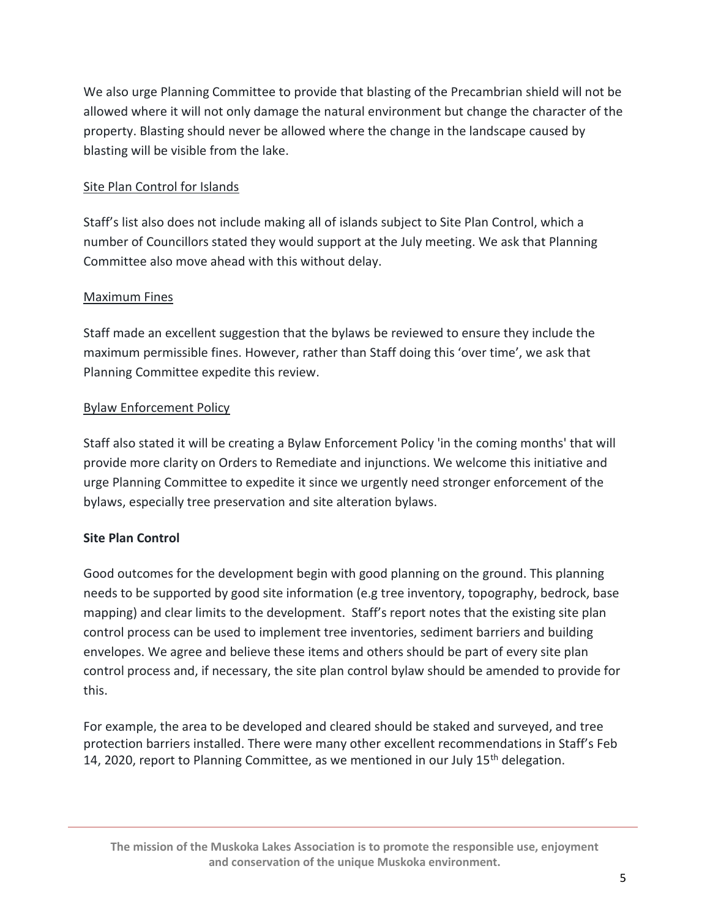We also urge Planning Committee to provide that blasting of the Precambrian shield will not be allowed where it will not only damage the natural environment but change the character of the property. Blasting should never be allowed where the change in the landscape caused by blasting will be visible from the lake.

<u>Site Plan Control for Islands</u>

Staff's list also does not include making all of islands subject to Site Plan Control, which a number of Councillors stated they would support at the July meeting. We ask that Planning Committee also move ahead with this without delay.

<u>Maximum Fines</u>

Staff made an excellent suggestion that the bylaws be reviewed to ensure they include the maximum permissible fines. However, rather than Staff doing this 'over time', we ask that Planning Committee expedite this review.

<u>Bylaw Enforcement Policy</u>

Staff also stated it will be creating a Bylaw Enforcement Policy 'in the coming months' that will provide more clarity on Orders to Remediate and injunctions. We welcome this initiative and urge Planning Committee to expedite it since we urgently need stronger enforcement of the bylaws, especially tree preservation and site alteration bylaws.

**Site Plan Control**

Good outcomes for the development begin with good planning on the ground. This planning needs to be supported by good site information (e.g tree inventory, topography, bedrock, base mapping) and clear limits to the development. Staff's report notes that the existing site plan control process can be used to implement tree inventories, sediment barriers and building envelopes. We agree and believe these items and others should be part of every site plan control process and, if necessary, the site plan control bylaw should be amended to provide for this.

For example, the area to be developed and cleared should be staked and surveyed, and tree protection barriers installed. There were many other excellent recommendations in Staff's Feb 14, 2020, report to Planning Committee, as we mentioned in our July 15th delegation.

**The mission of the Muskoka Lakes Association is to promote the responsible use, enjoyment and conservation of the unique Muskoka environment.**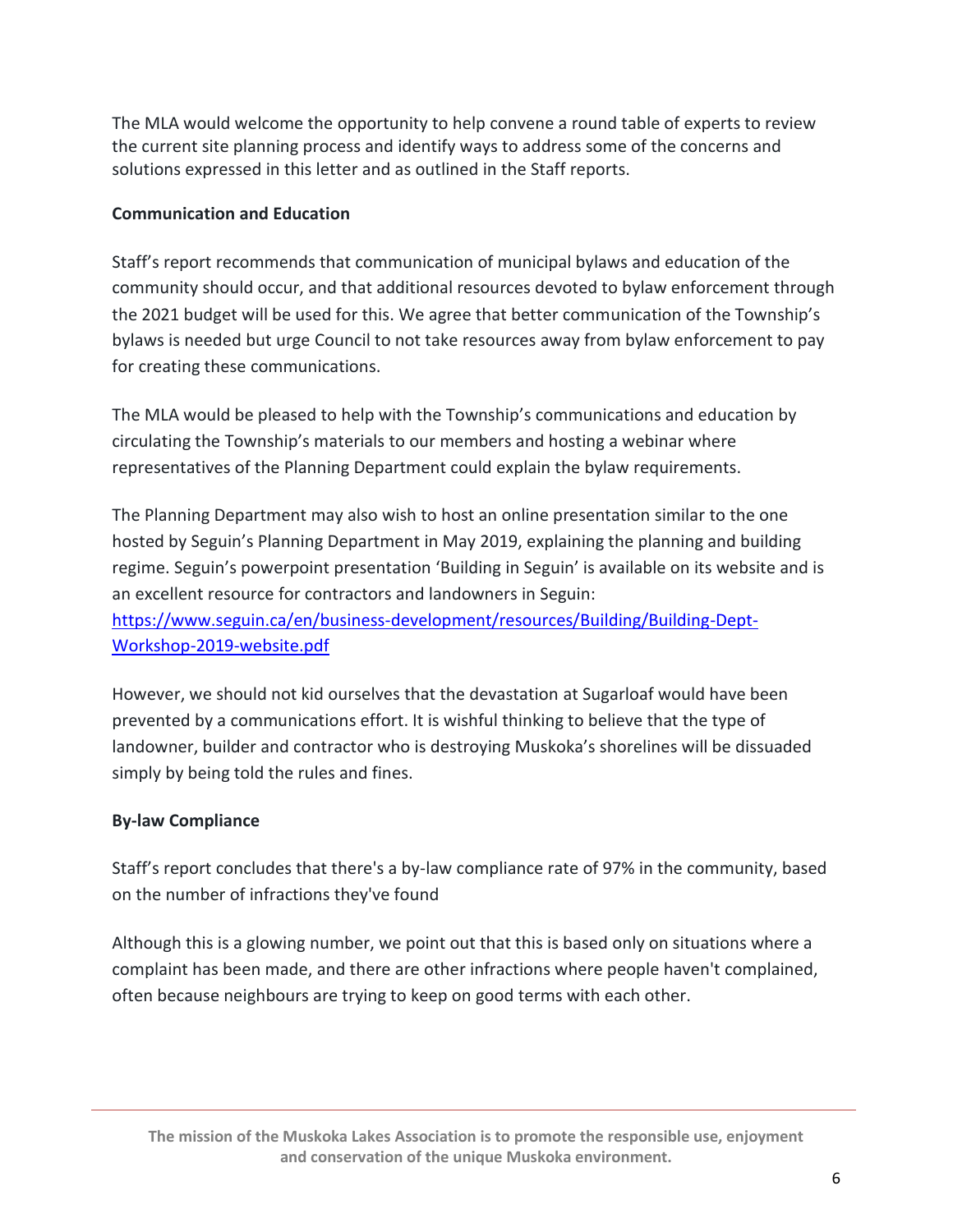The MLA would welcome the opportunity to help convene a round table of experts to review the current site planning process and identify ways to address some of the concerns and solutions expressed in this letter and as outlined in the Staff reports.

**Communication and Education**

Staff's report recommends that communication of municipal bylaws and education of the community should occur, and that additional resources devoted to bylaw enforcement through the 2021 budget will be used for this. We agree that better communication of the Township's bylaws is needed but urge Council to not take resources away from bylaw enforcement to pay for creating these communications.

The MLA would be pleased to help with the Township's communications and education by circulating the Township's materials to our members and hosting a webinar where representatives of the Planning Department could explain the bylaw requirements.

The Planning Department may also wish to host an online presentation similar to the one hosted by Seguin's Planning Department in May 2019, explaining the planning and building regime. Seguin's powerpoint presentation 'Building in Seguin' is available on its website and is an excellent resource for contractors and landowners in Seguin: [https://www.seguin.ca/en/business-development/resources/Building/Building-Dept-Workshop-2019-website.pdf](https://www.seguin.ca/en/business-development/resources/Building/Building-Dept-Workshop-2019-website.pdf)

However, we should not kid ourselves that the devastation at Sugarloaf would have been prevented by a communications effort. It is wishful thinking to believe that the type of landowner, builder and contractor who is destroying Muskoka's shorelines will be dissuaded simply by being told the rules and fines.

**By-law Compliance**

Staff's report concludes that there's a by-law compliance rate of 97% in the community, based on the number of infractions they've found

Although this is a glowing number, we point out that this is based only on situations where a complaint has been made, and there are other infractions where people haven't complained, often because neighbours are trying to keep on good terms with each other.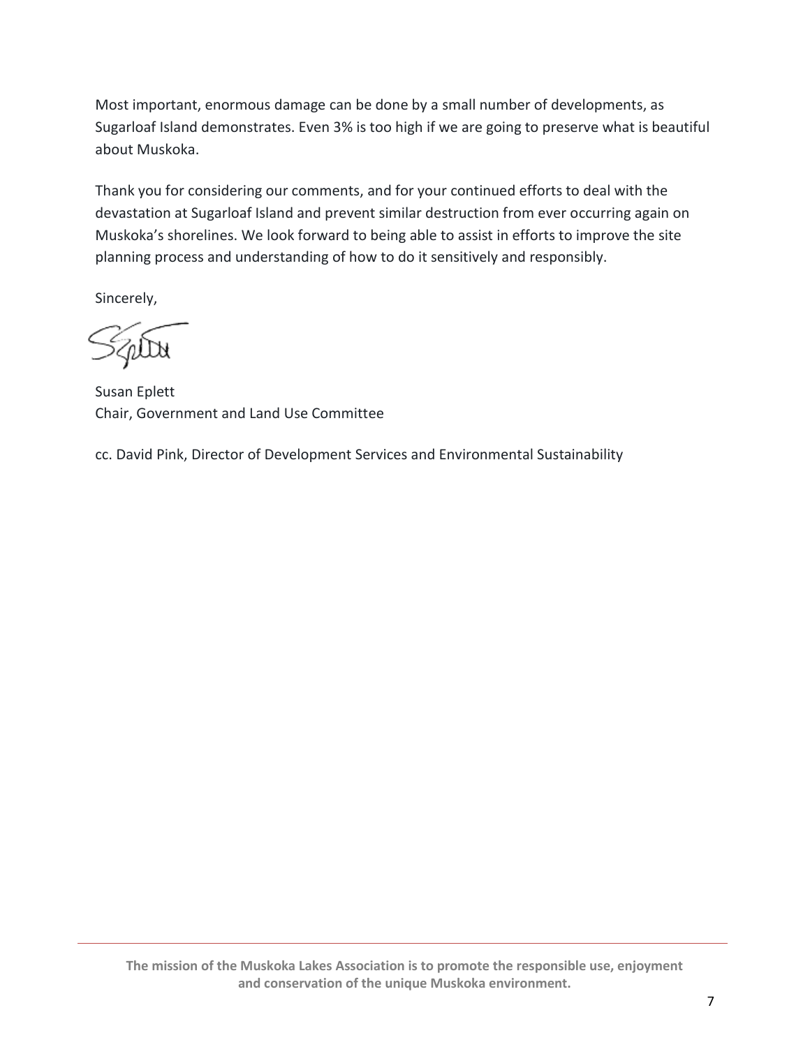Most important, enormous damage can be done by a small number of developments, as Sugarloaf Island demonstrates. Even 3% is too high if we are going to preserve what is beautiful about Muskoka.

Thank you for considering our comments, and for your continued efforts to deal with the devastation at Sugarloaf Island and prevent similar destruction from ever occurring again on Muskoka's shorelines. We look forward to being able to assist in efforts to improve the site planning process and understanding of how to do it sensitively and responsibly.

Sincerely,

Susan Eplett
Chair, Government and Land Use Committee

cc. David Pink, Director of Development Services and Environmental Sustainability

**The mission of the Muskoka Lakes Association is to promote the responsible use, enjoyment and conservation of the unique Muskoka environment.**